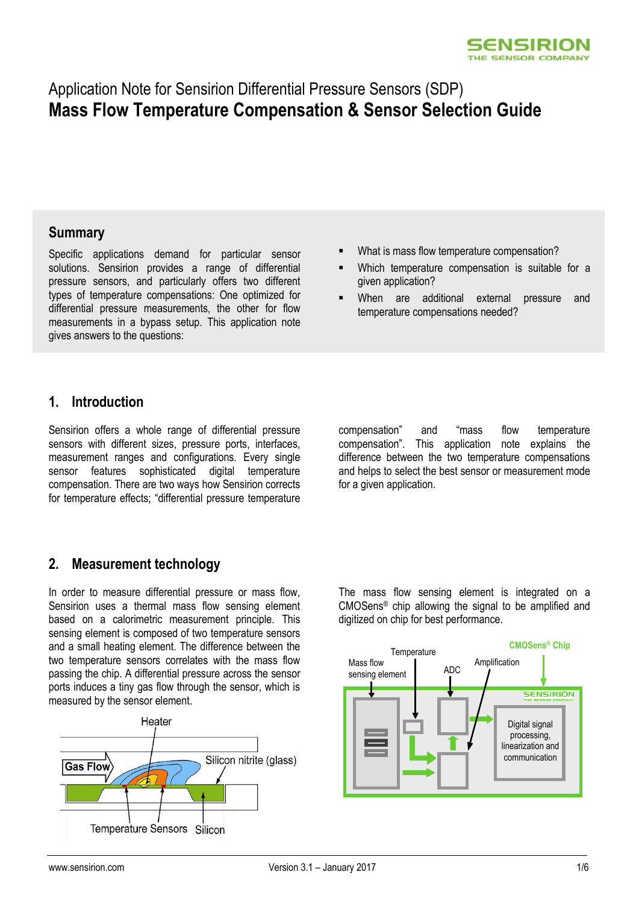# Application Note for Sensirion Differential Pressure Sensors (SDP)

# Mass Flow Temperature Compensation & Sensor Selection Guide

## Summary

Specific applications demand for particular sensor solutions. Sensirion provides a range of differential pressure sensors, and particularly offers two different types of temperature compensations: One optimized for differential pressure measurements, the other for flow measurements in a bypass setup. This application note gives answers to the questions:

- What is mass flow temperature compensation?
- Which temperature compensation is suitable for a given application?
- When are additional external pressure and temperature compensations needed?

## 1. Introduction

Sensirion offers a whole range of differential pressure sensors with different sizes, pressure ports, interfaces, measurement ranges and configurations. Every single sensor features sophisticated digital temperature compensation. There are two ways how Sensirion corrects for temperature effects; "differential pressure temperature compensation" and "mass flow temperature compensation". This application note explains the difference between the two temperature compensations and helps to select the best sensor or measurement mode for a given application.

## 2. Measurement technology

In order to measure differential pressure or mass flow, Sensirion uses a thermal mass flow sensing element based on a calorimetric measurement principle. This sensing element is composed of two temperature sensors and a small heating element. The difference between the two temperature sensors correlates with the mass flow passing the chip. A differential pressure across the sensor ports induces a tiny gas flow through the sensor, which is measured by the sensor element.

The mass flow sensing element is integrated on a CMOSens® chip allowing the signal to be amplified and digitized on chip for best performance.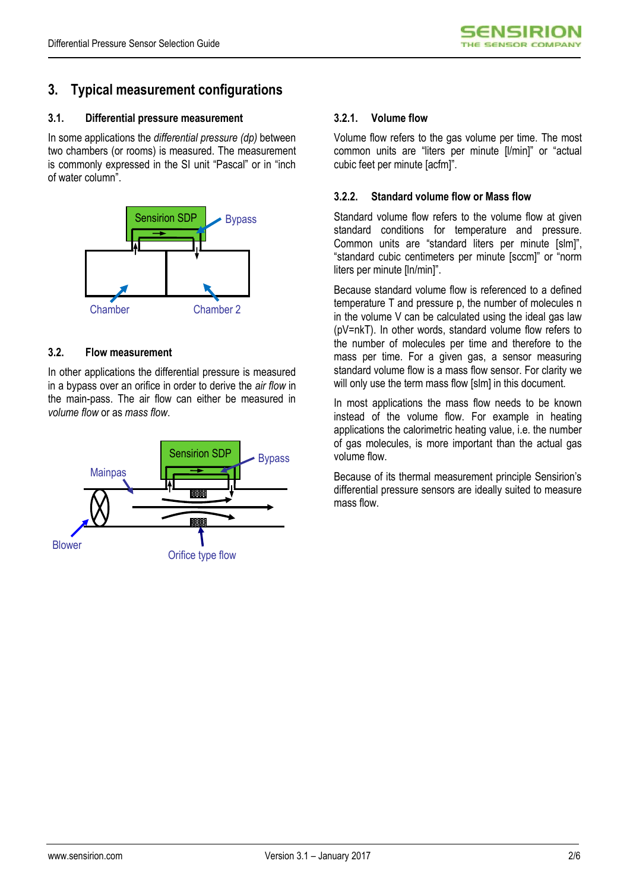## 3. Typical measurement configurations

### 3.1. Differential pressure measurement

In some applications the *differential pressure (dp)* between two chambers (or rooms) is measured. The measurement is commonly expressed in the SI unit "Pascal" or in "inch of water column".

### 3.2. Flow measurement

In other applications the differential pressure is measured in a bypass over an orifice in order to derive the *air flow* in the main-pass. The air flow can either be measured in *volume flow* or as *mass flow*.

#### 3.2.1. Volume flow

Volume flow refers to the gas volume per time. The most common units are "liters per minute [l/min]" or "actual cubic feet per minute [acfm]".

#### 3.2.2. Standard volume flow or Mass flow

Standard volume flow refers to the volume flow at given standard conditions for temperature and pressure. Common units are "standard liters per minute [slm]", "standard cubic centimeters per minute [sccm]" or "norm liters per minute [ln/min]".

Because standard volume flow is referenced to a defined temperature T and pressure p, the number of molecules n in the volume V can be calculated using the ideal gas law (pV=nkT). In other words, standard volume flow refers to the number of molecules per time and therefore to the mass per time. For a given gas, a sensor measuring standard volume flow is a mass flow sensor. For clarity we will only use the term mass flow [slm] in this document.

In most applications the mass flow needs to be known instead of the volume flow. For example in heating applications the calorimetric heating value, i.e. the number of gas molecules, is more important than the actual gas volume flow.

Because of its thermal measurement principle Sensirion's differential pressure sensors are ideally suited to measure mass flow.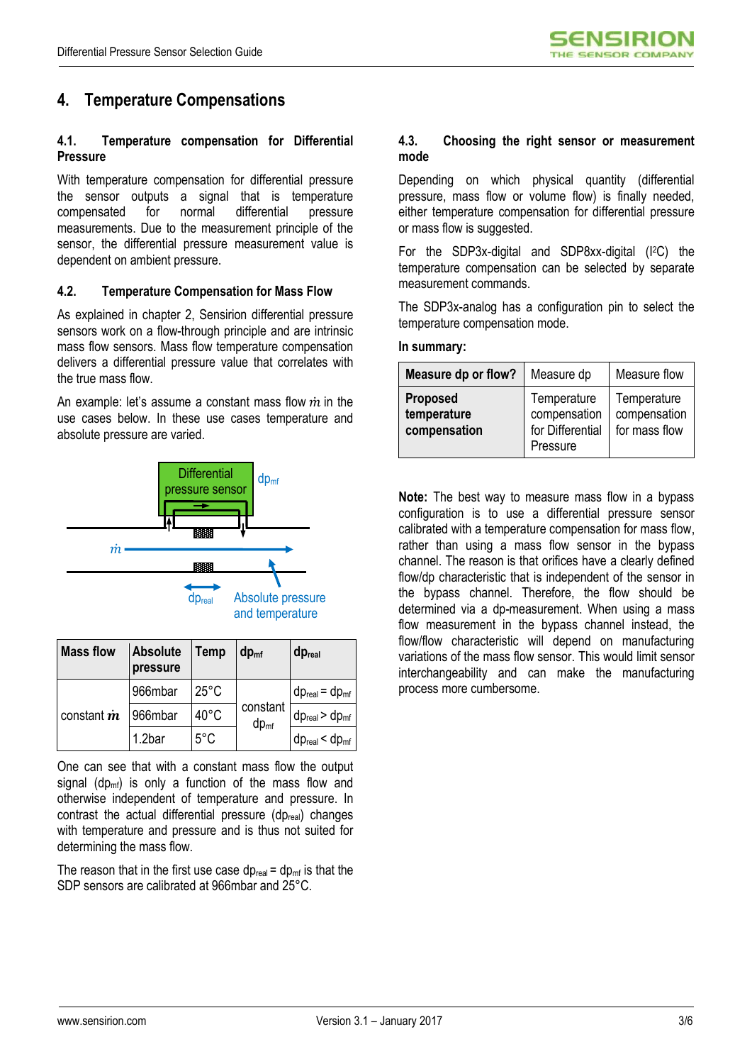# 4. Temperature Compensations

## 4.1. Temperature compensation for Differential Pressure

With temperature compensation for differential pressure the sensor outputs a signal that is temperature compensated for normal differential pressure measurements. Due to the measurement principle of the sensor, the differential pressure measurement value is dependent on ambient pressure.

## 4.2. Temperature Compensation for Mass Flow

As explained in chapter 2, Sensirion differential pressure sensors work on a flow-through principle and are intrinsic mass flow sensors. Mass flow temperature compensation delivers a differential pressure value that correlates with the true mass flow.

An example: let's assume a constant mass flow $\dot{m}$ in the use cases below. In these use cases temperature and absolute pressure are varied.

Differential pressure sensor
$dp_{mf}$
$\dot{m}$
$dp_{real}$
Absolute pressure and temperature

| Mass flow | Absolute pressure | Temp | $dp_{mf}$ | $dp_{real}$ |
|---|---|---|---|---|
| constant $\dot{m}$ | 966mbar | 25°C | constant $dp_{mf}$ | $dp_{real} = dp_{mf}$ |
| | 966mbar | 40°C | | $dp_{real} > dp_{mf}$ |
| | 1.2bar | 5°C | | $dp_{real} < dp_{mf}$ |

One can see that with a constant mass flow the output signal ($dp_{mf}$) is only a function of the mass flow and otherwise independent of temperature and pressure. In contrast the actual differential pressure ($dp_{real}$) changes with temperature and pressure and is thus not suited for determining the mass flow.

The reason that in the first use case $dp_{real} = dp_{mf}$ is that the SDP sensors are calibrated at 966mbar and 25°C.

## 4.3. Choosing the right sensor or measurement mode

Depending on which physical quantity (differential pressure, mass flow or volume flow) is finally needed, either temperature compensation for differential pressure or mass flow is suggested.

For the SDP3x-digital and SDP8xx-digital (I2C) the temperature compensation can be selected by separate measurement commands.

The SDP3x-analog has a configuration pin to select the temperature compensation mode.

**In summary:**

| **Measure dp or flow?** | Measure dp | Measure flow |
|---|---|---|
| **Proposed temperature compensation** | Temperature compensation for Differential Pressure | Temperature compensation for mass flow |

**Note:** The best way to measure mass flow in a bypass configuration is to use a differential pressure sensor calibrated with a temperature compensation for mass flow, rather than using a mass flow sensor in the bypass channel. The reason is that orifices have a clearly defined flow/dp characteristic that is independent of the sensor in the bypass channel. Therefore, the flow should be determined via a dp-measurement. When using a mass flow measurement in the bypass channel instead, the flow/flow characteristic will depend on manufacturing variations of the mass flow sensor. This would limit sensor interchangeability and can make the manufacturing process more cumbersome.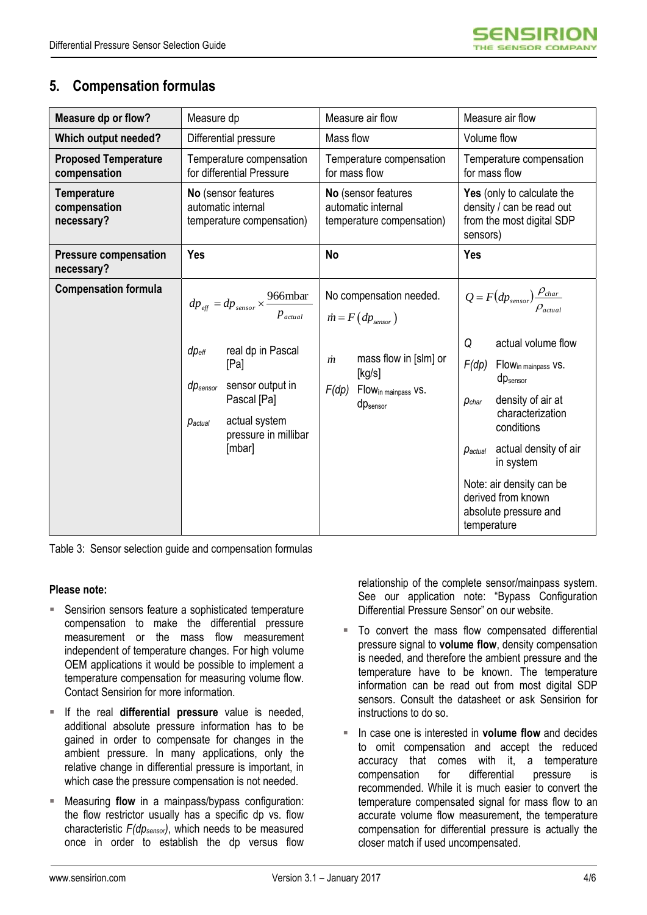## 5. Compensation formulas

| **Measure dp or flow?** | Measure dp | Measure air flow | Measure air flow |
|---|---|---|---|
| **Which output needed?** | Differential pressure | Mass flow | Volume flow |
| **Proposed Temperature compensation** | Temperature compensation for differential Pressure | Temperature compensation for mass flow | Temperature compensation for mass flow |
| **Temperature compensation necessary?** | **No** (sensor features automatic internal temperature compensation) | **No** (sensor features automatic internal temperature compensation) | **Yes** (only to calculate the density / can be read out from the most digital SDP sensors) |
| **Pressure compensation necessary?** | **Yes** | **No** | **Yes** |
| **Compensation formula** | $dp_{eff} = dp_{sensor} \times \frac{966\text{mbar}}{p_{actual}}$ <br><br> $dp_{eff}$ real dp in Pascal [Pa] <br> $dp_{sensor}$ sensor output in Pascal [Pa] <br> $p_{actual}$ actual system pressure in millibar [mbar] | No compensation needed. <br> $\dot{m} = F(dp_{sensor})$ <br><br> $\dot{m}$ mass flow in [slm] or [kg/s] <br> $F(dp)$ $Flow_{in\ mainpass}$ vs. $dp_{sensor}$ | $Q = F(dp_{sensor}) \frac{\rho_{char}}{\rho_{actual}}$ <br><br> $Q$ actual volume flow <br> $F(dp)$ $Flow_{in\ mainpass}$ vs. $dp_{sensor}$ <br> $\rho_{char}$ density of air at characterization conditions <br> $\rho_{actual}$ actual density of air in system <br><br> Note: air density can be derived from known absolute pressure and temperature |

Table 3: Sensor selection guide and compensation formulas

**Please note:**

- Sensirion sensors feature a sophisticated temperature compensation to make the differential pressure measurement or the mass flow measurement independent of temperature changes. For high volume OEM applications it would be possible to implement a temperature compensation for measuring volume flow. Contact Sensirion for more information.
- If the real **differential pressure** value is needed, additional absolute pressure information has to be gained in order to compensate for changes in the ambient pressure. In many applications, only the relative change in differential pressure is important, in which case the pressure compensation is not needed.
- Measuring **flow** in a mainpass/bypass configuration: the flow restrictor usually has a specific dp vs. flow characteristic $F(dp_{sensor})$, which needs to be measured once in order to establish the dp versus flow relationship of the complete sensor/mainpass system. See our application note: "Bypass Configuration Differential Pressure Sensor" on our website.
- To convert the mass flow compensated differential pressure signal to **volume flow**, density compensation is needed, and therefore the ambient pressure and the temperature have to be known. The temperature information can be read out from most digital SDP sensors. Consult the datasheet or ask Sensirion for instructions to do so.
- In case one is interested in **volume flow** and decides to omit compensation and accept the reduced accuracy that comes with it, a temperature compensation for differential pressure is recommended. While it is much easier to convert the temperature compensated signal for mass flow to an accurate volume flow measurement, the temperature compensation for differential pressure is actually the closer match if used uncompensated.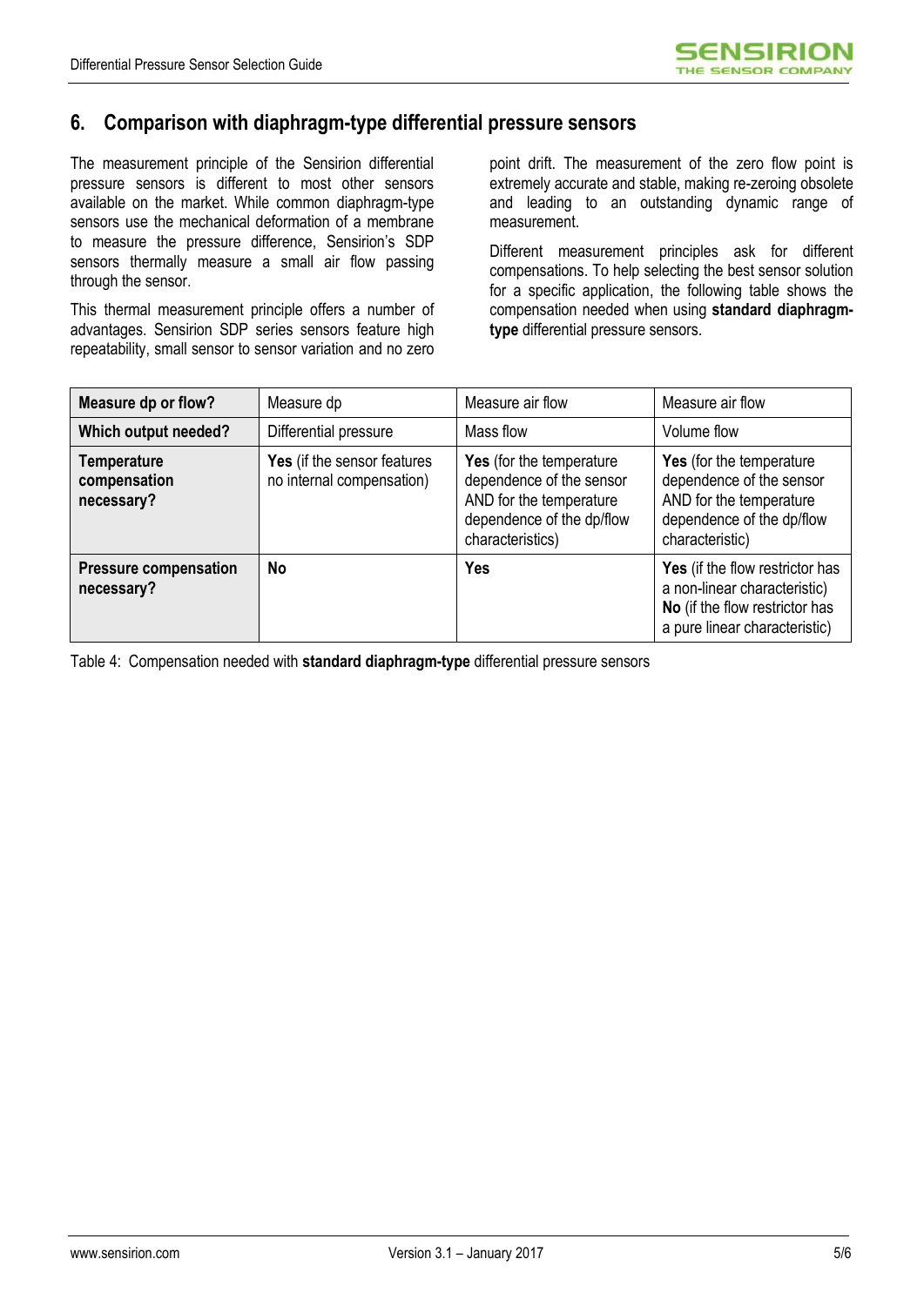## 6. Comparison with diaphragm-type differential pressure sensors

The measurement principle of the Sensirion differential pressure sensors is different to most other sensors available on the market. While common diaphragm-type sensors use the mechanical deformation of a membrane to measure the pressure difference, Sensirion's SDP sensors thermally measure a small air flow passing through the sensor.

This thermal measurement principle offers a number of advantages. Sensirion SDP series sensors feature high repeatability, small sensor to sensor variation and no zero point drift. The measurement of the zero flow point is extremely accurate and stable, making re-zeroing obsolete and leading to an outstanding dynamic range of measurement.

Different measurement principles ask for different compensations. To help selecting the best sensor solution for a specific application, the following table shows the compensation needed when using **standard diaphragm-type** differential pressure sensors.

| **Measure dp or flow?** | Measure dp | Measure air flow | Measure air flow |
|---|---|---|---|
| **Which output needed?** | Differential pressure | Mass flow | Volume flow |
| **Temperature compensation necessary?** | **Yes** (if the sensor features no internal compensation) | **Yes** (for the temperature dependence of the sensor AND for the temperature dependence of the dp/flow characteristics) | **Yes** (for the temperature dependence of the sensor AND for the temperature dependence of the dp/flow characteristic) |
| **Pressure compensation necessary?** | **No** | **Yes** | **Yes** (if the flow restrictor has a non-linear characteristic) **No** (if the flow restrictor has a pure linear characteristic) |

Table 4: Compensation needed with **standard diaphragm-type** differential pressure sensors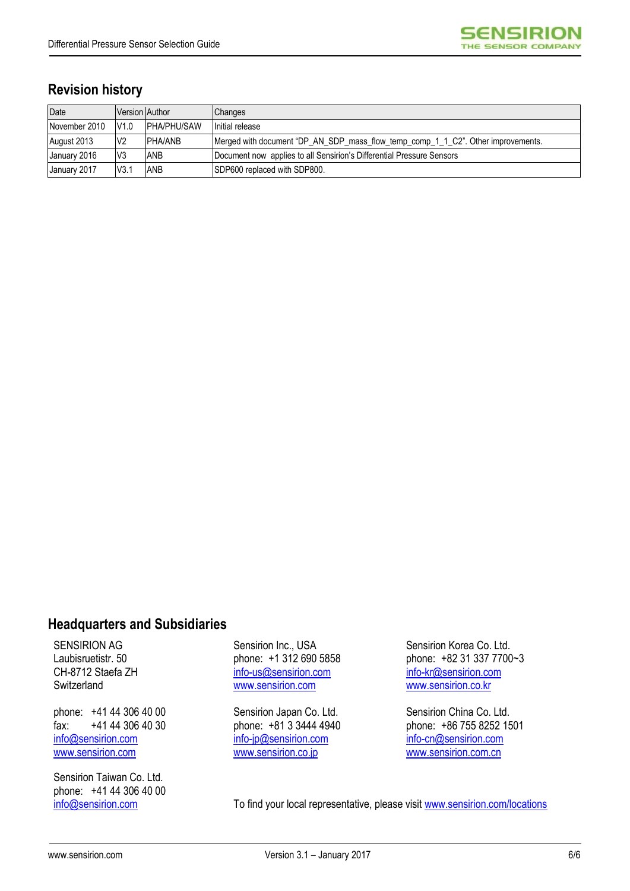## Revision history

| Date | Version | Author | Changes |
|---|---|---|---|
| November 2010 | V1.0 | PHA/PHU/SAW | Initial release |
| August 2013 | V2 | PHA/ANB | Merged with document "DP_AN_SDP_mass_flow_temp_comp_1_1_C2". Other improvements. |
| January 2016 | V3 | ANB | Document now applies to all Sensirion's Differential Pressure Sensors |
| January 2017 | V3.1 | ANB | SDP600 replaced with SDP800. |

## Headquarters and Subsidiaries

SENSIRION AG
Laubisruetistr. 50
CH-8712 Staefa ZH
Switzerland

phone: +41 44 306 40 00
fax: +41 44 306 40 30
info@sensirion.com
www.sensirion.com

Sensirion Taiwan Co. Ltd.
phone: +41 44 306 40 00
info@sensirion.com

Sensirion Inc., USA
phone: +1 312 690 5858
info-us@sensirion.com
www.sensirion.com

Sensirion Japan Co. Ltd.
phone: +81 3 3444 4940
info-jp@sensirion.com
www.sensirion.co.jp

Sensirion Korea Co. Ltd.
phone: +82 31 337 7700~3
info-kr@sensirion.com
www.sensirion.co.kr

Sensirion China Co. Ltd.
phone: +86 755 8252 1501
info-cn@sensirion.com
www.sensirion.com.cn

To find your local representative, please visit www.sensirion.com/locations